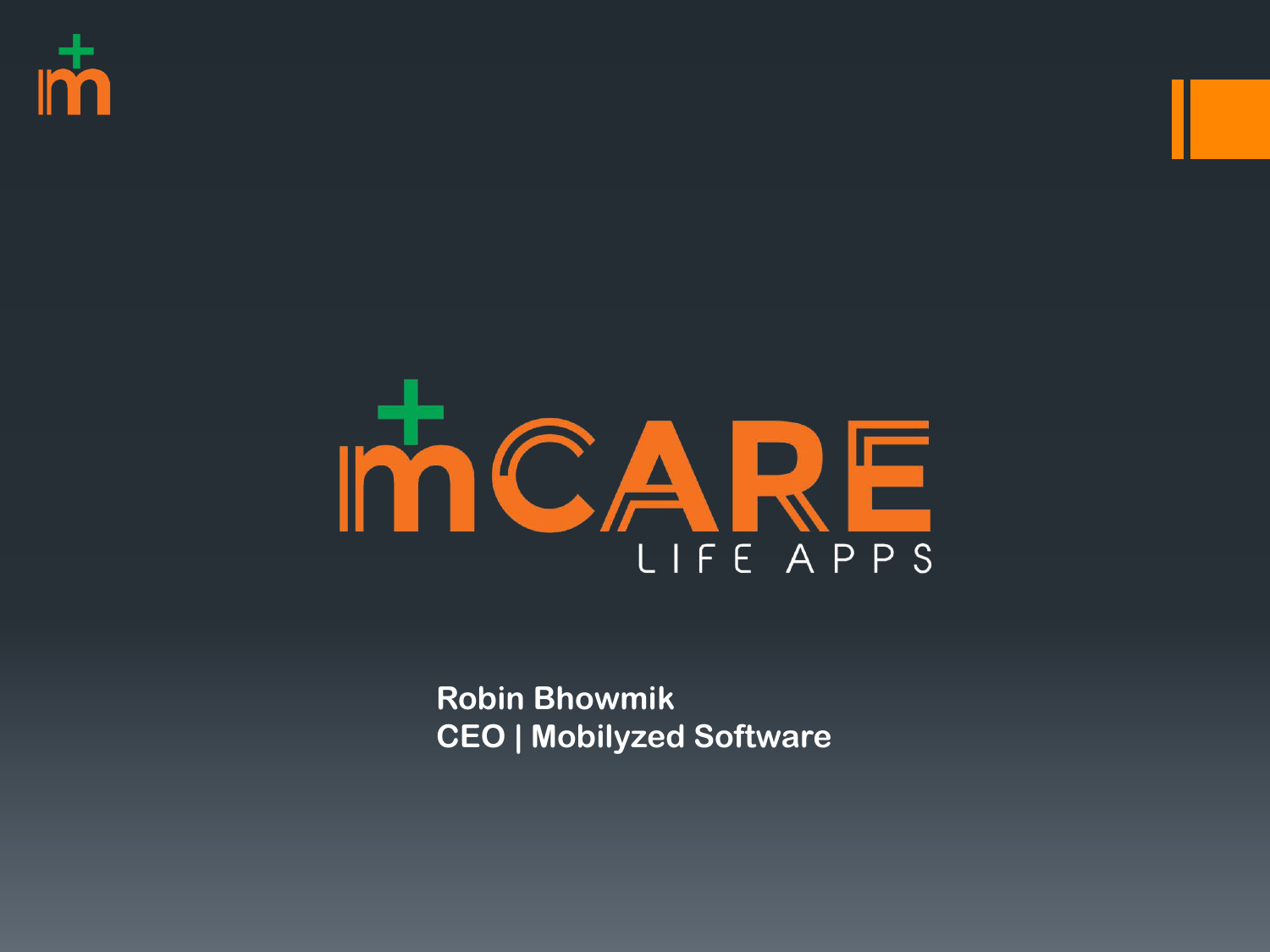# mCARE

LIFE APPS

**Robin Bhowmik**
**CEO | Mobilyzed Software**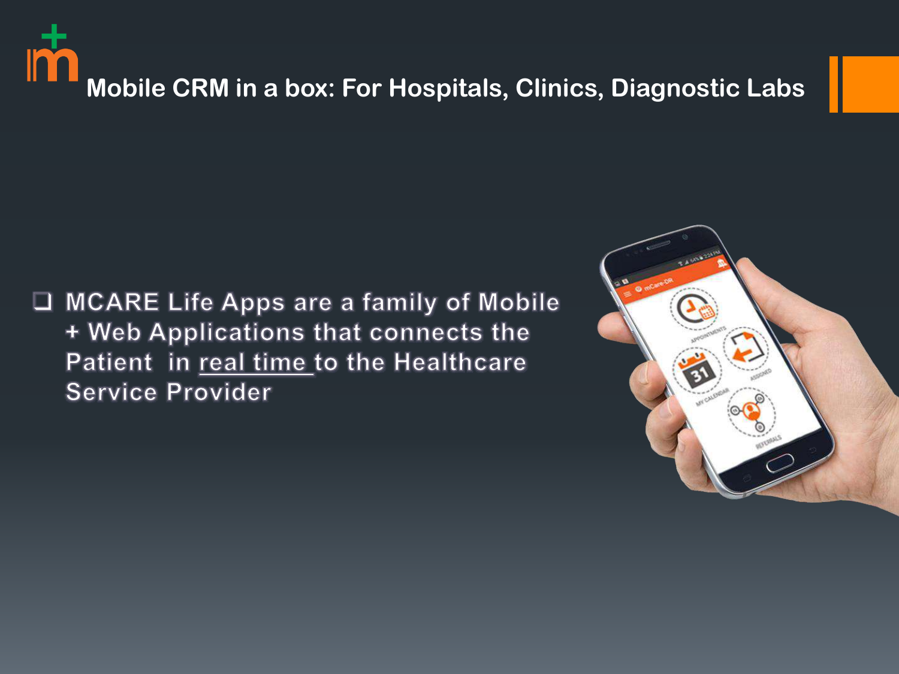## Mobile CRM in a box: For Hospitals, Clinics, Diagnostic Labs

- MCARE Life Apps are a family of Mobile + Web Applications that connects the Patient in real time to the Healthcare Service Provider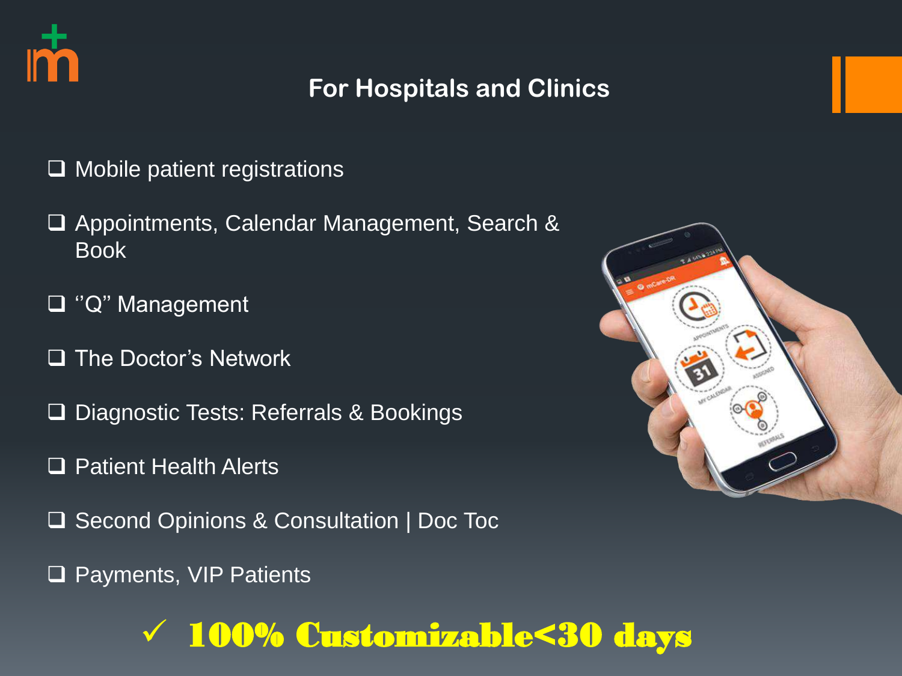## For Hospitals and Clinics

- ❑ Mobile patient registrations
- ❑ Appointments, Calendar Management, Search & Book
- ❑ ''Q" Management
- ❑ The Doctor's Network
- ❑ Diagnostic Tests: Referrals & Bookings
- ❑ Patient Health Alerts
- ❑ Second Opinions & Consultation | Doc Toc
- ❑ Payments, VIP Patients

✓ **100% Customizable<30 days**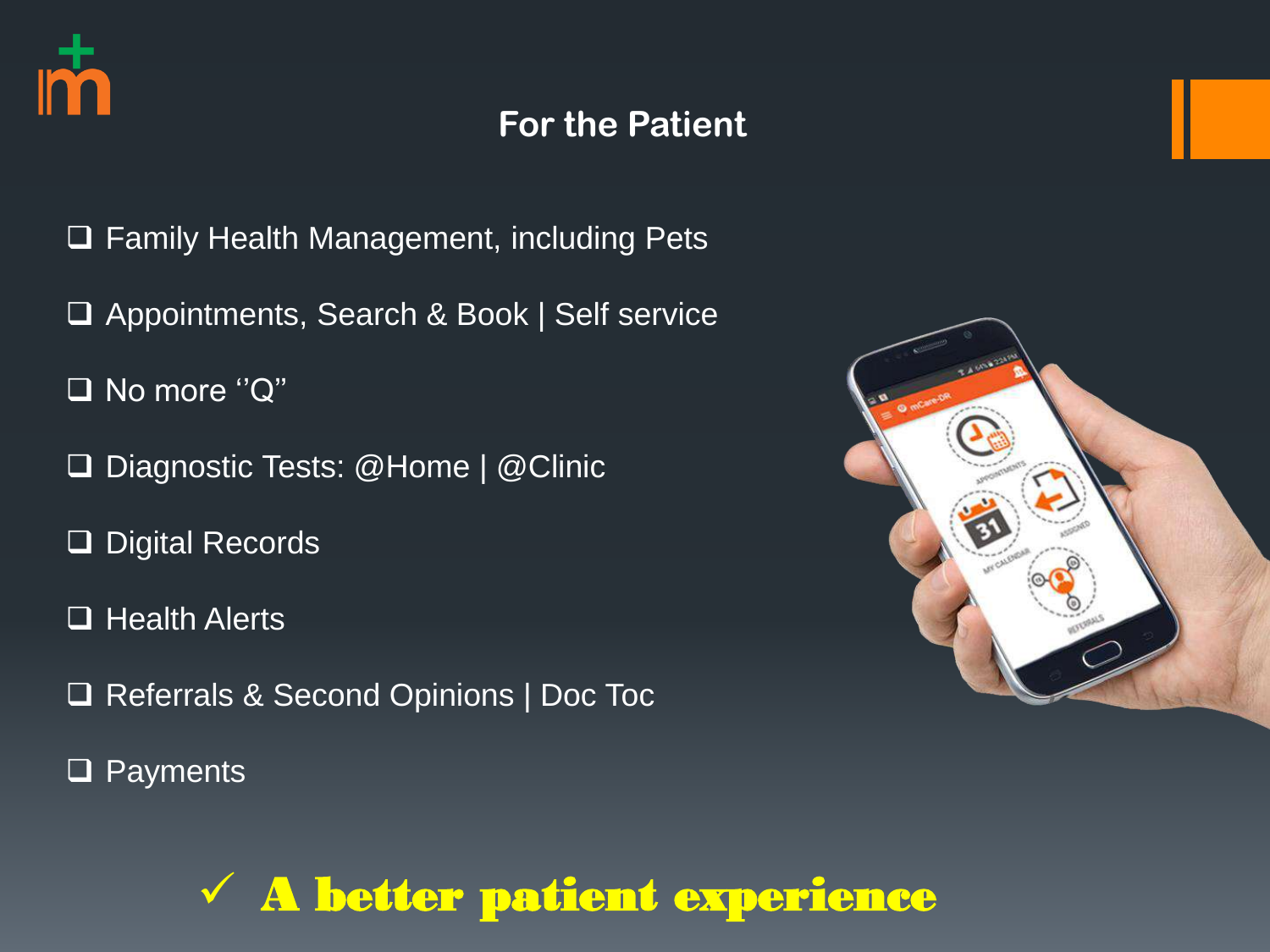## For the Patient

- ❑ Family Health Management, including Pets
- ❑ Appointments, Search & Book | Self service
- ❑ No more ''Q''
- ❑ Diagnostic Tests: @Home | @Clinic
- ❑ Digital Records
- ❑ Health Alerts
- ❑ Referrals & Second Opinions | Doc Toc
- ❑ Payments

✓ **A better patient experience**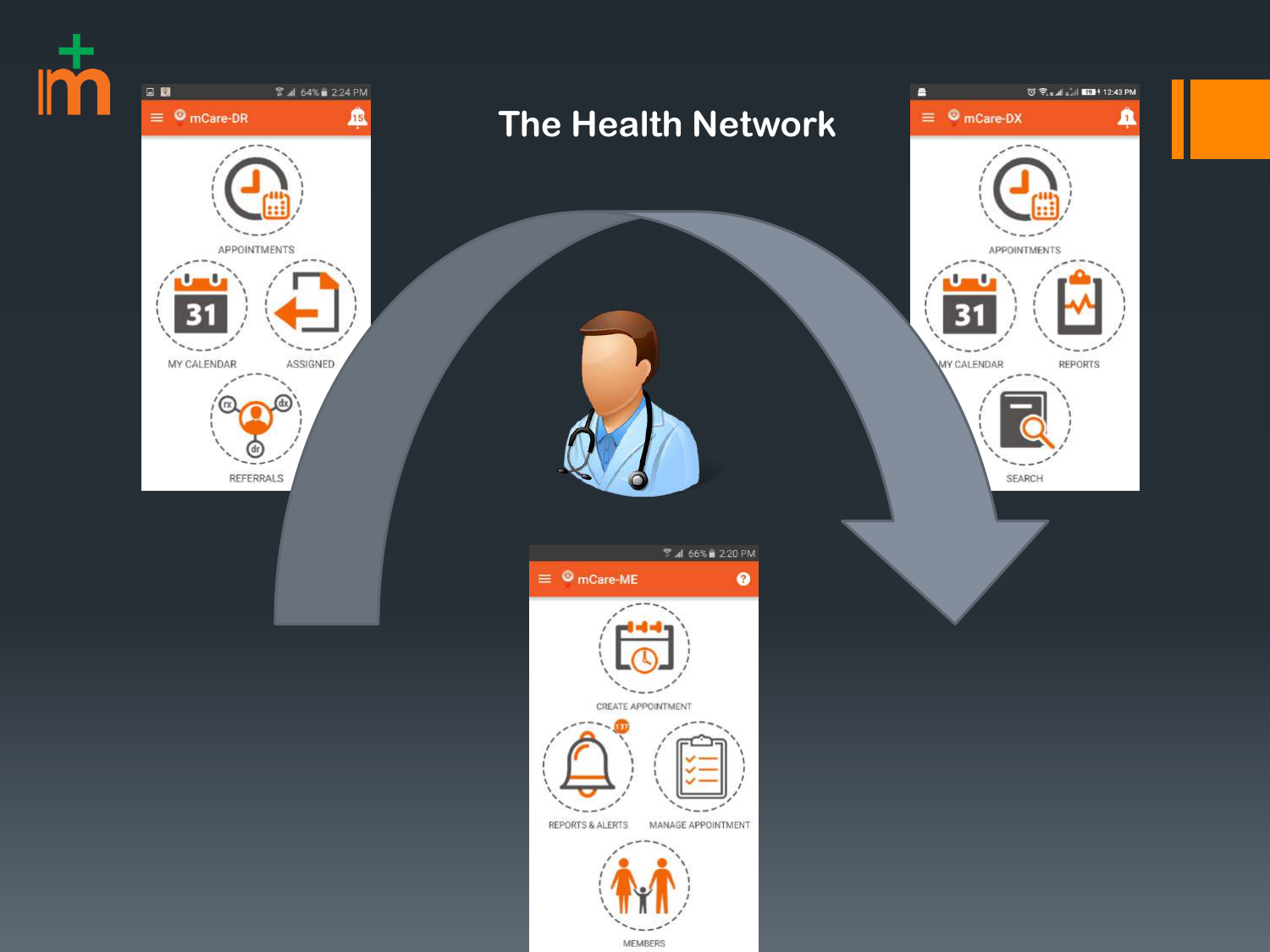# The Health Network

mCare-DR

- APPOINTMENTS
- MY CALENDAR
- ASSIGNED
- REFERRALS

mCare-DX

- APPOINTMENTS
- MY CALENDAR
- REPORTS
- SEARCH

mCare-ME

- CREATE APPOINTMENT
- REPORTS & ALERTS
- MANAGE APPOINTMENT
- MEMBERS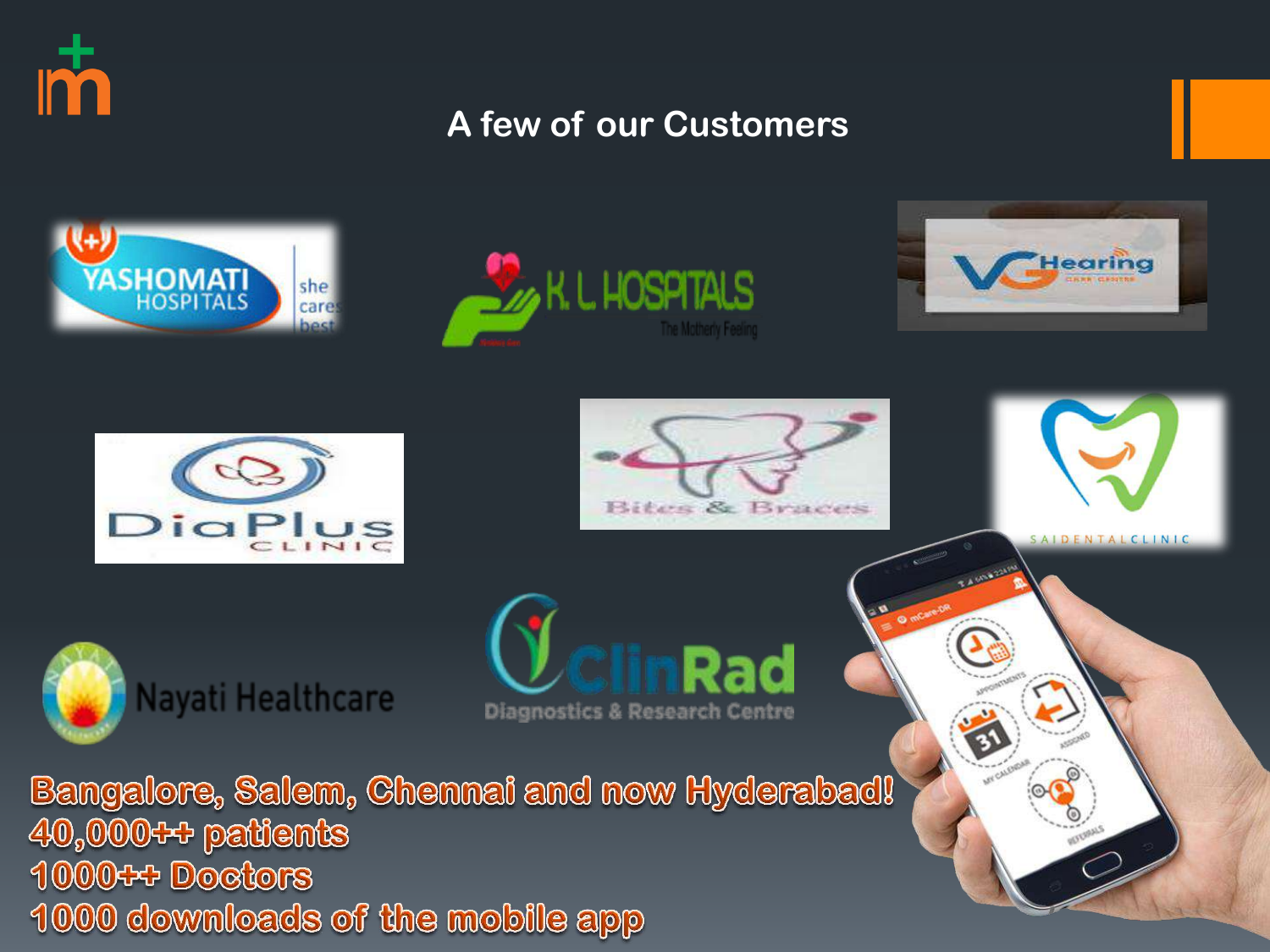# A few of our Customers

Bangalore, Salem, Chennai and now Hyderabad!

40,000++ patients

1000++ Doctors

1000 downloads of the mobile app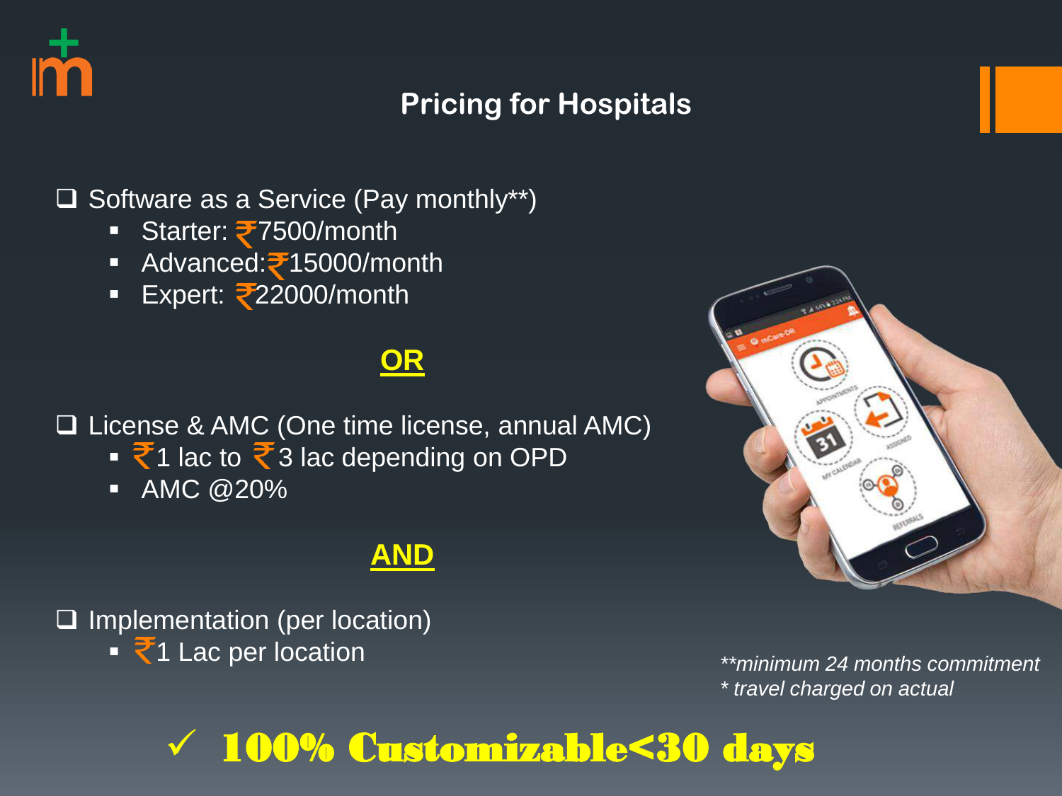## Pricing for Hospitals

- Software as a Service (Pay monthly**)
  - Starter: ₹7500/month
  - Advanced:₹15000/month
  - Expert: ₹22000/month

**OR**

- License & AMC (One time license, annual AMC)
  - ₹1 lac to ₹3 lac depending on OPD
  - AMC @20%

**AND**

- Implementation (per location)
  - ₹1 Lac per location

*\*\*minimum 24 months commitment*
*\* travel charged on actual*

✓ **100% Customizable<30 days**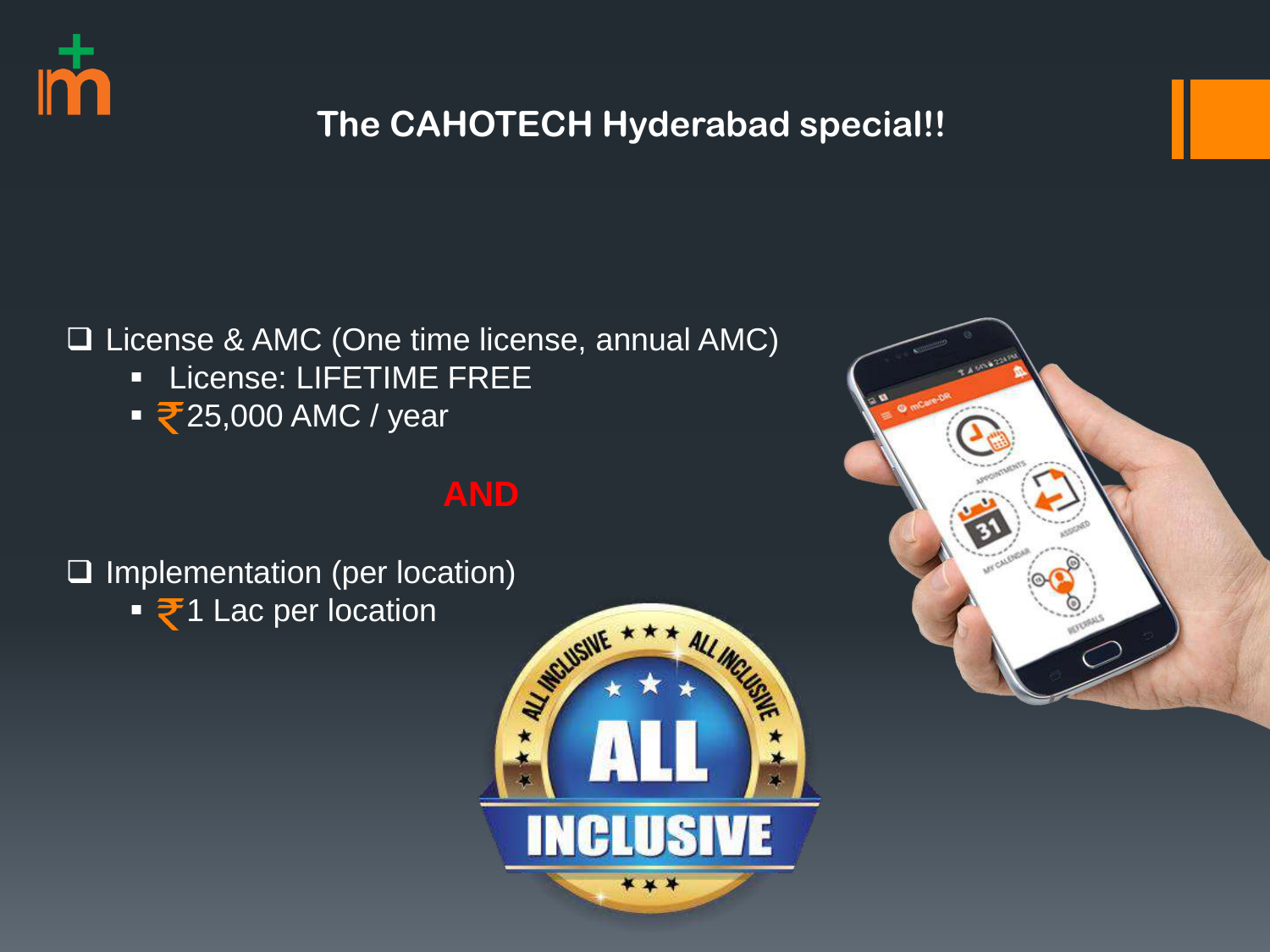# The CAHOTECH Hyderabad special!!

- License & AMC (One time license, annual AMC)
  - License: LIFETIME FREE
  - ₹25,000 AMC / year

**AND**

- Implementation (per location)
  - ₹1 Lac per location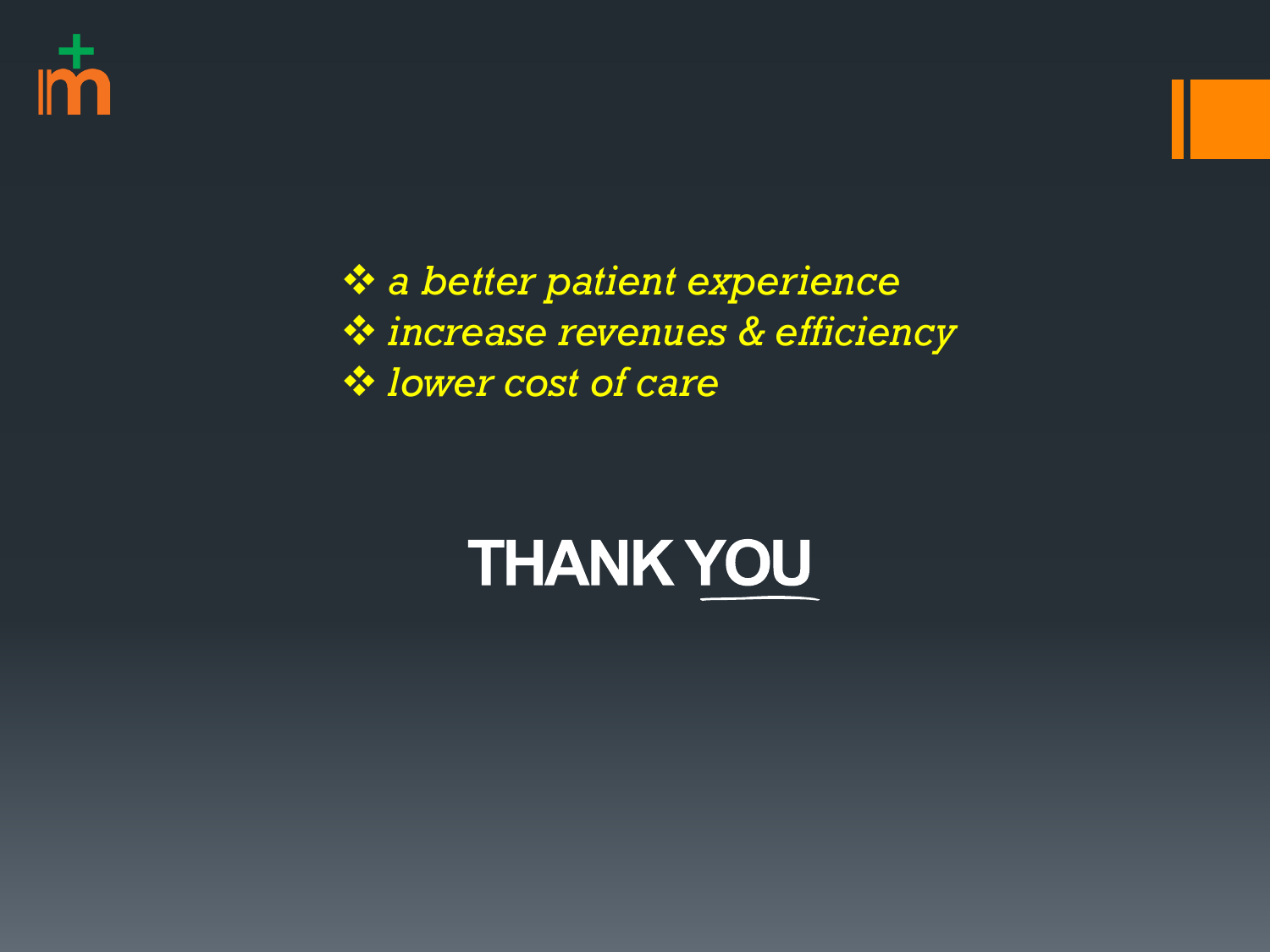- *a better patient experience*
- *increase revenues & efficiency*
- *lower cost of care*

# THANK YOU